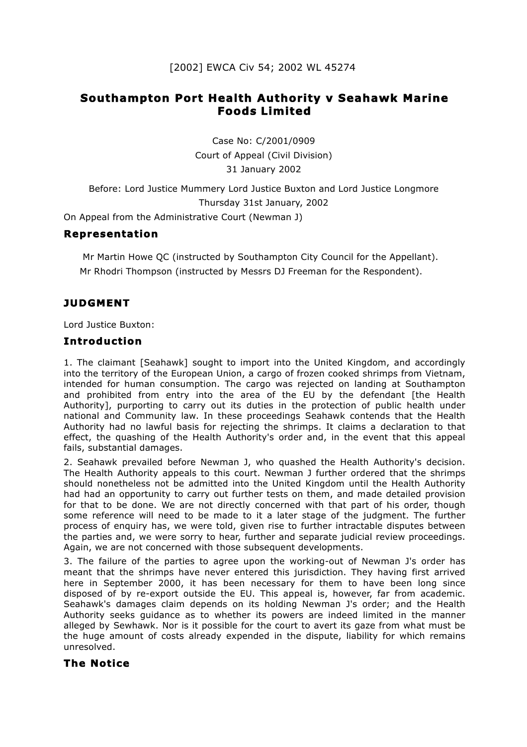[2002] EWCA Civ 54; 2002 WL 45274

# Southampton Port Health Authority v Seahawk Marine Foods Limited

Case No: C/2001/0909
Court of Appeal (Civil Division)
31 January 2002

Before: Lord Justice Mummery Lord Justice Buxton and Lord Justice Longmore
Thursday 31st January, 2002

On Appeal from the Administrative Court (Newman J)

## Representation

Mr Martin Howe QC (instructed by Southampton City Council for the Appellant).
Mr Rhodri Thompson (instructed by Messrs DJ Freeman for the Respondent).

## JUDGMENT

Lord Justice Buxton:

## Introduction

1. The claimant [Seahawk] sought to import into the United Kingdom, and accordingly into the territory of the European Union, a cargo of frozen cooked shrimps from Vietnam, intended for human consumption. The cargo was rejected on landing at Southampton and prohibited from entry into the area of the EU by the defendant [the Health Authority], purporting to carry out its duties in the protection of public health under national and Community law. In these proceedings Seahawk contends that the Health Authority had no lawful basis for rejecting the shrimps. It claims a declaration to that effect, the quashing of the Health Authority's order and, in the event that this appeal fails, substantial damages.

2. Seahawk prevailed before Newman J, who quashed the Health Authority's decision. The Health Authority appeals to this court. Newman J further ordered that the shrimps should nonetheless not be admitted into the United Kingdom until the Health Authority had had an opportunity to carry out further tests on them, and made detailed provision for that to be done. We are not directly concerned with that part of his order, though some reference will need to be made to it a later stage of the judgment. The further process of enquiry has, we were told, given rise to further intractable disputes between the parties and, we were sorry to hear, further and separate judicial review proceedings. Again, we are not concerned with those subsequent developments.

3. The failure of the parties to agree upon the working-out of Newman J's order has meant that the shrimps have never entered this jurisdiction. They having first arrived here in September 2000, it has been necessary for them to have been long since disposed of by re-export outside the EU. This appeal is, however, far from academic. Seahawk's damages claim depends on its holding Newman J's order; and the Health Authority seeks guidance as to whether its powers are indeed limited in the manner alleged by Sewhawk. Nor is it possible for the court to avert its gaze from what must be the huge amount of costs already expended in the dispute, liability for which remains unresolved.

## The Notice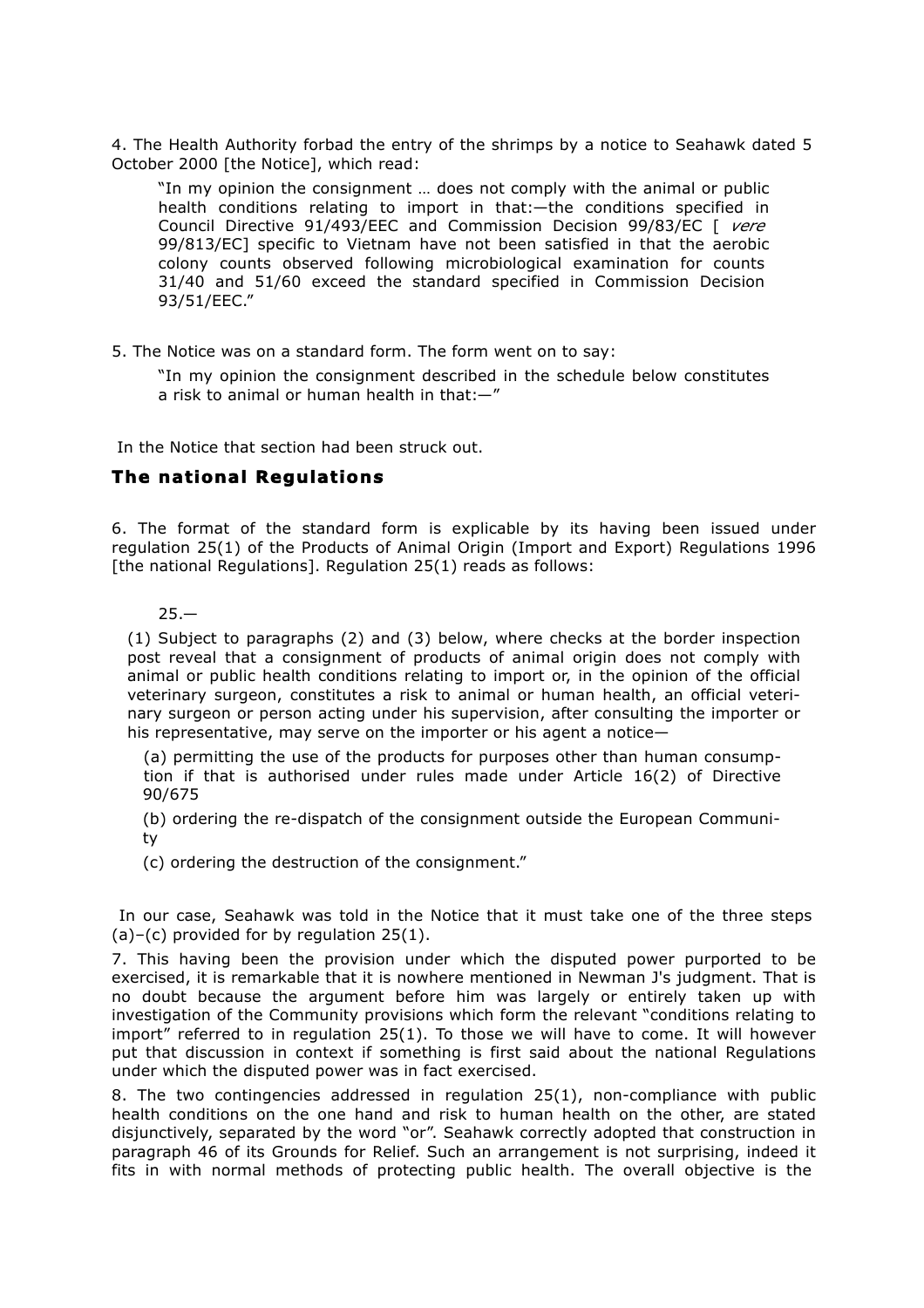4. The Health Authority forbad the entry of the shrimps by a notice to Seahawk dated 5 October 2000 [the Notice], which read:

> "In my opinion the consignment … does not comply with the animal or public health conditions relating to import in that:—the conditions specified in Council Directive 91/493/EEC and Commission Decision 99/83/EC [ *vere* 99/813/EC] specific to Vietnam have not been satisfied in that the aerobic colony counts observed following microbiological examination for counts 31/40 and 51/60 exceed the standard specified in Commission Decision 93/51/EEC."

5. The Notice was on a standard form. The form went on to say:

> "In my opinion the consignment described in the schedule below constitutes a risk to animal or human health in that:—"

In the Notice that section had been struck out.

## The national Regulations

6. The format of the standard form is explicable by its having been issued under regulation 25(1) of the Products of Animal Origin (Import and Export) Regulations 1996 [the national Regulations]. Regulation 25(1) reads as follows:

> 25.—
>
> (1) Subject to paragraphs (2) and (3) below, where checks at the border inspection post reveal that a consignment of products of animal origin does not comply with animal or public health conditions relating to import or, in the opinion of the official veterinary surgeon, constitutes a risk to animal or human health, an official veterinary surgeon or person acting under his supervision, after consulting the importer or his representative, may serve on the importer or his agent a notice—
>
> (a) permitting the use of the products for purposes other than human consumption if that is authorised under rules made under Article 16(2) of Directive 90/675
>
> (b) ordering the re-dispatch of the consignment outside the European Community
>
> (c) ordering the destruction of the consignment."

In our case, Seahawk was told in the Notice that it must take one of the three steps (a)–(c) provided for by regulation 25(1).

7. This having been the provision under which the disputed power purported to be exercised, it is remarkable that it is nowhere mentioned in Newman J's judgment. That is no doubt because the argument before him was largely or entirely taken up with investigation of the Community provisions which form the relevant "conditions relating to import" referred to in regulation 25(1). To those we will have to come. It will however put that discussion in context if something is first said about the national Regulations under which the disputed power was in fact exercised.

8. The two contingencies addressed in regulation 25(1), non-compliance with public health conditions on the one hand and risk to human health on the other, are stated disjunctively, separated by the word "or". Seahawk correctly adopted that construction in paragraph 46 of its Grounds for Relief. Such an arrangement is not surprising, indeed it fits in with normal methods of protecting public health. The overall objective is the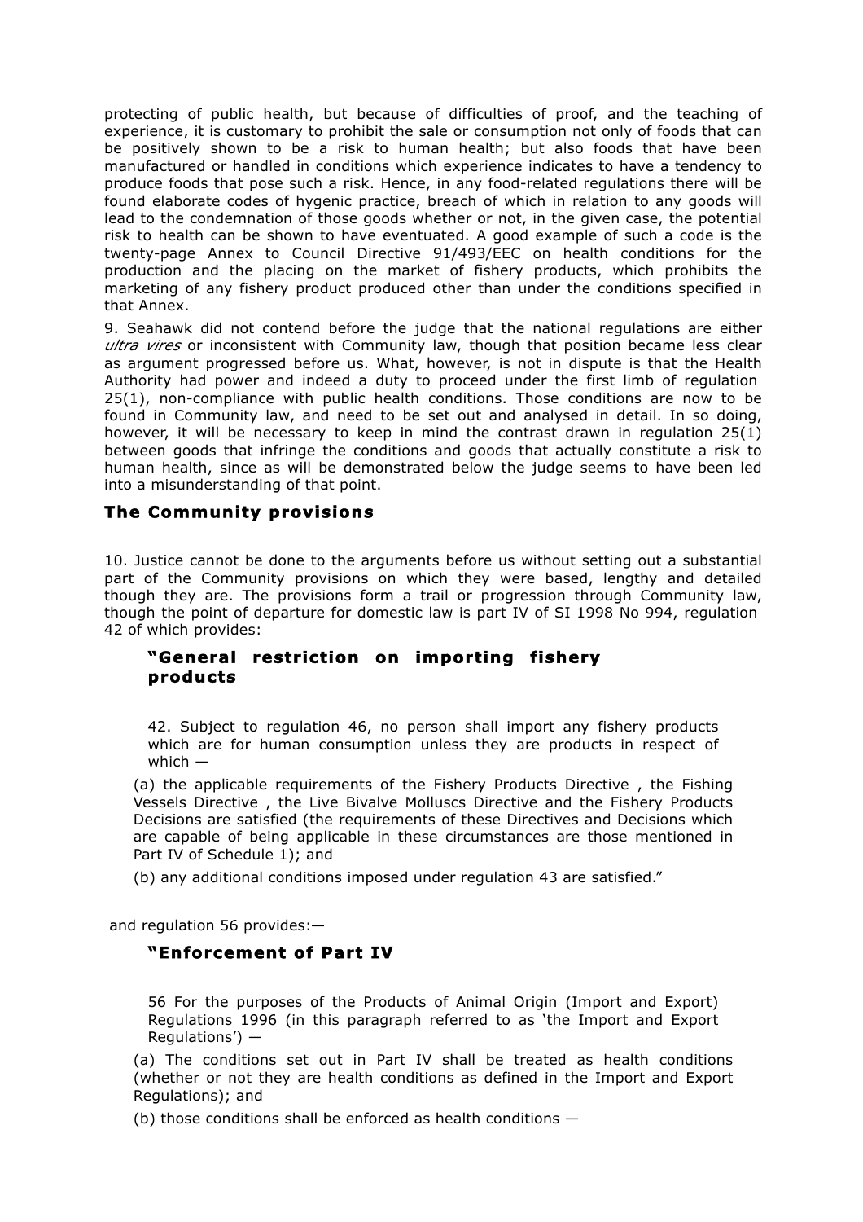protecting of public health, but because of difficulties of proof, and the teaching of experience, it is customary to prohibit the sale or consumption not only of foods that can be positively shown to be a risk to human health; but also foods that have been manufactured or handled in conditions which experience indicates to have a tendency to produce foods that pose such a risk. Hence, in any food-related regulations there will be found elaborate codes of hygenic practice, breach of which in relation to any goods will lead to the condemnation of those goods whether or not, in the given case, the potential risk to health can be shown to have eventuated. A good example of such a code is the twenty-page Annex to Council Directive 91/493/EEC on health conditions for the production and the placing on the market of fishery products, which prohibits the marketing of any fishery product produced other than under the conditions specified in that Annex.

9. Seahawk did not contend before the judge that the national regulations are either *ultra vires* or inconsistent with Community law, though that position became less clear as argument progressed before us. What, however, is not in dispute is that the Health Authority had power and indeed a duty to proceed under the first limb of regulation 25(1), non-compliance with public health conditions. Those conditions are now to be found in Community law, and need to be set out and analysed in detail. In so doing, however, it will be necessary to keep in mind the contrast drawn in regulation 25(1) between goods that infringe the conditions and goods that actually constitute a risk to human health, since as will be demonstrated below the judge seems to have been led into a misunderstanding of that point.

## The Community provisions

10. Justice cannot be done to the arguments before us without setting out a substantial part of the Community provisions on which they were based, lengthy and detailed though they are. The provisions form a trail or progression through Community law, though the point of departure for domestic law is part IV of SI 1998 No 994, regulation 42 of which provides:

> **"General restriction on importing fishery products**
>
> 42. Subject to regulation 46, no person shall import any fishery products which are for human consumption unless they are products in respect of which —
>
> (a) the applicable requirements of the Fishery Products Directive , the Fishing Vessels Directive , the Live Bivalve Molluscs Directive and the Fishery Products Decisions are satisfied (the requirements of these Directives and Decisions which are capable of being applicable in these circumstances are those mentioned in Part IV of Schedule 1); and
>
> (b) any additional conditions imposed under regulation 43 are satisfied."

and regulation 56 provides:—

> **"Enforcement of Part IV**
>
> 56 For the purposes of the Products of Animal Origin (Import and Export) Regulations 1996 (in this paragraph referred to as 'the Import and Export Regulations') —
>
> (a) The conditions set out in Part IV shall be treated as health conditions (whether or not they are health conditions as defined in the Import and Export Regulations); and
>
> (b) those conditions shall be enforced as health conditions —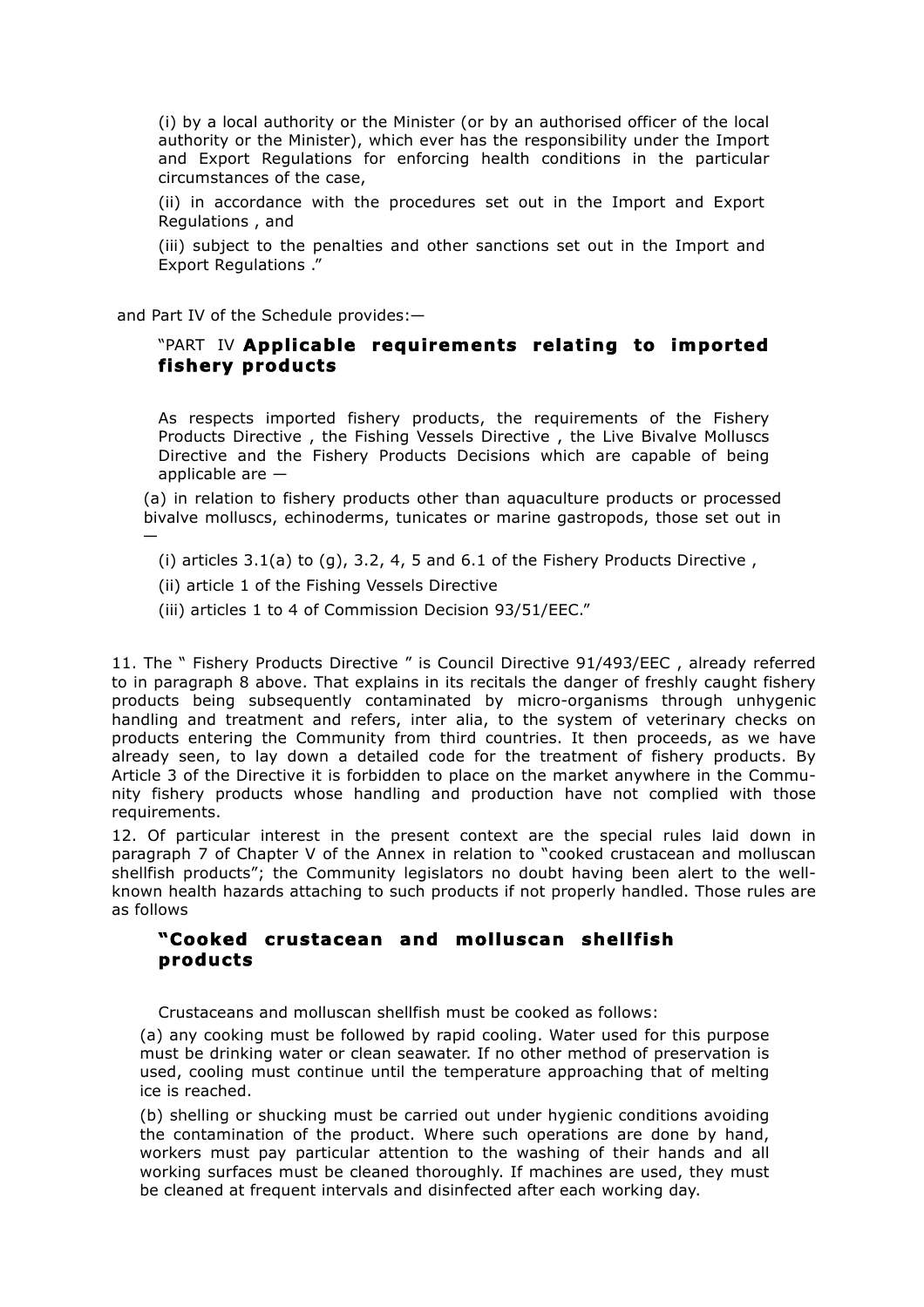(i) by a local authority or the Minister (or by an authorised officer of the local authority or the Minister), which ever has the responsibility under the Import and Export Regulations for enforcing health conditions in the particular circumstances of the case,

(ii) in accordance with the procedures set out in the Import and Export Regulations , and

(iii) subject to the penalties and other sanctions set out in the Import and Export Regulations ."

and Part IV of the Schedule provides:—

"PART IV **Applicable requirements relating to imported fishery products**

As respects imported fishery products, the requirements of the Fishery Products Directive , the Fishing Vessels Directive , the Live Bivalve Molluscs Directive and the Fishery Products Decisions which are capable of being applicable are —

(a) in relation to fishery products other than aquaculture products or processed bivalve molluscs, echinoderms, tunicates or marine gastropods, those set out in —

(i) articles 3.1(a) to (g), 3.2, 4, 5 and 6.1 of the Fishery Products Directive ,

(ii) article 1 of the Fishing Vessels Directive

(iii) articles 1 to 4 of Commission Decision 93/51/EEC."

11. The " Fishery Products Directive " is Council Directive 91/493/EEC , already referred to in paragraph 8 above. That explains in its recitals the danger of freshly caught fishery products being subsequently contaminated by micro-organisms through unhygenic handling and treatment and refers, inter alia, to the system of veterinary checks on products entering the Community from third countries. It then proceeds, as we have already seen, to lay down a detailed code for the treatment of fishery products. By Article 3 of the Directive it is forbidden to place on the market anywhere in the Community fishery products whose handling and production have not complied with those requirements.

12. Of particular interest in the present context are the special rules laid down in paragraph 7 of Chapter V of the Annex in relation to "cooked crustacean and molluscan shellfish products"; the Community legislators no doubt having been alert to the well-known health hazards attaching to such products if not properly handled. Those rules are as follows

**"Cooked crustacean and molluscan shellfish products**

Crustaceans and molluscan shellfish must be cooked as follows:

(a) any cooking must be followed by rapid cooling. Water used for this purpose must be drinking water or clean seawater. If no other method of preservation is used, cooling must continue until the temperature approaching that of melting ice is reached.

(b) shelling or shucking must be carried out under hygienic conditions avoiding the contamination of the product. Where such operations are done by hand, workers must pay particular attention to the washing of their hands and all working surfaces must be cleaned thoroughly. If machines are used, they must be cleaned at frequent intervals and disinfected after each working day.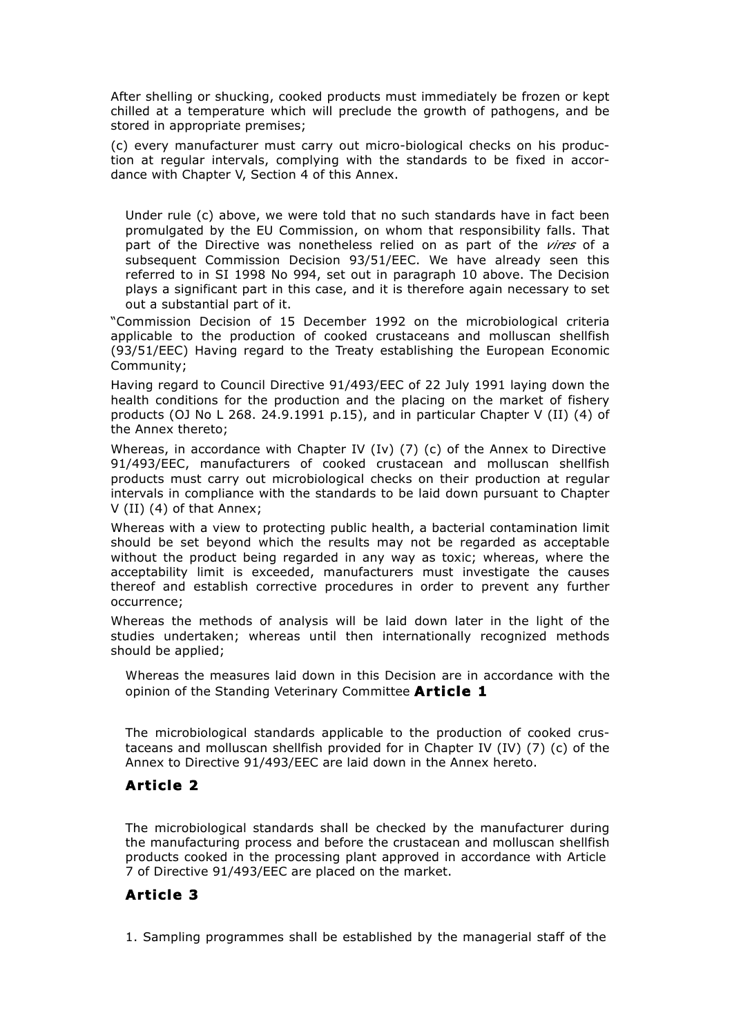After shelling or shucking, cooked products must immediately be frozen or kept chilled at a temperature which will preclude the growth of pathogens, and be stored in appropriate premises;

(c) every manufacturer must carry out micro-biological checks on his production at regular intervals, complying with the standards to be fixed in accordance with Chapter V, Section 4 of this Annex.

Under rule (c) above, we were told that no such standards have in fact been promulgated by the EU Commission, on whom that responsibility falls. That part of the Directive was nonetheless relied on as part of the *vires* of a subsequent Commission Decision 93/51/EEC. We have already seen this referred to in SI 1998 No 994, set out in paragraph 10 above. The Decision plays a significant part in this case, and it is therefore again necessary to set out a substantial part of it.

"Commission Decision of 15 December 1992 on the microbiological criteria applicable to the production of cooked crustaceans and molluscan shellfish (93/51/EEC) Having regard to the Treaty establishing the European Economic Community;

Having regard to Council Directive 91/493/EEC of 22 July 1991 laying down the health conditions for the production and the placing on the market of fishery products (OJ No L 268. 24.9.1991 p.15), and in particular Chapter V (II) (4) of the Annex thereto;

Whereas, in accordance with Chapter IV (Iv) (7) (c) of the Annex to Directive 91/493/EEC, manufacturers of cooked crustacean and molluscan shellfish products must carry out microbiological checks on their production at regular intervals in compliance with the standards to be laid down pursuant to Chapter V (II) (4) of that Annex;

Whereas with a view to protecting public health, a bacterial contamination limit should be set beyond which the results may not be regarded as acceptable without the product being regarded in any way as toxic; whereas, where the acceptability limit is exceeded, manufacturers must investigate the causes thereof and establish corrective procedures in order to prevent any further occurrence;

Whereas the methods of analysis will be laid down later in the light of the studies undertaken; whereas until then internationally recognized methods should be applied;

Whereas the measures laid down in this Decision are in accordance with the opinion of the Standing Veterinary Committee **Article 1**

The microbiological standards applicable to the production of cooked crustaceans and molluscan shellfish provided for in Chapter IV (IV) (7) (c) of the Annex to Directive 91/493/EEC are laid down in the Annex hereto.

## Article 2

The microbiological standards shall be checked by the manufacturer during the manufacturing process and before the crustacean and molluscan shellfish products cooked in the processing plant approved in accordance with Article 7 of Directive 91/493/EEC are placed on the market.

## Article 3

1. Sampling programmes shall be established by the managerial staff of the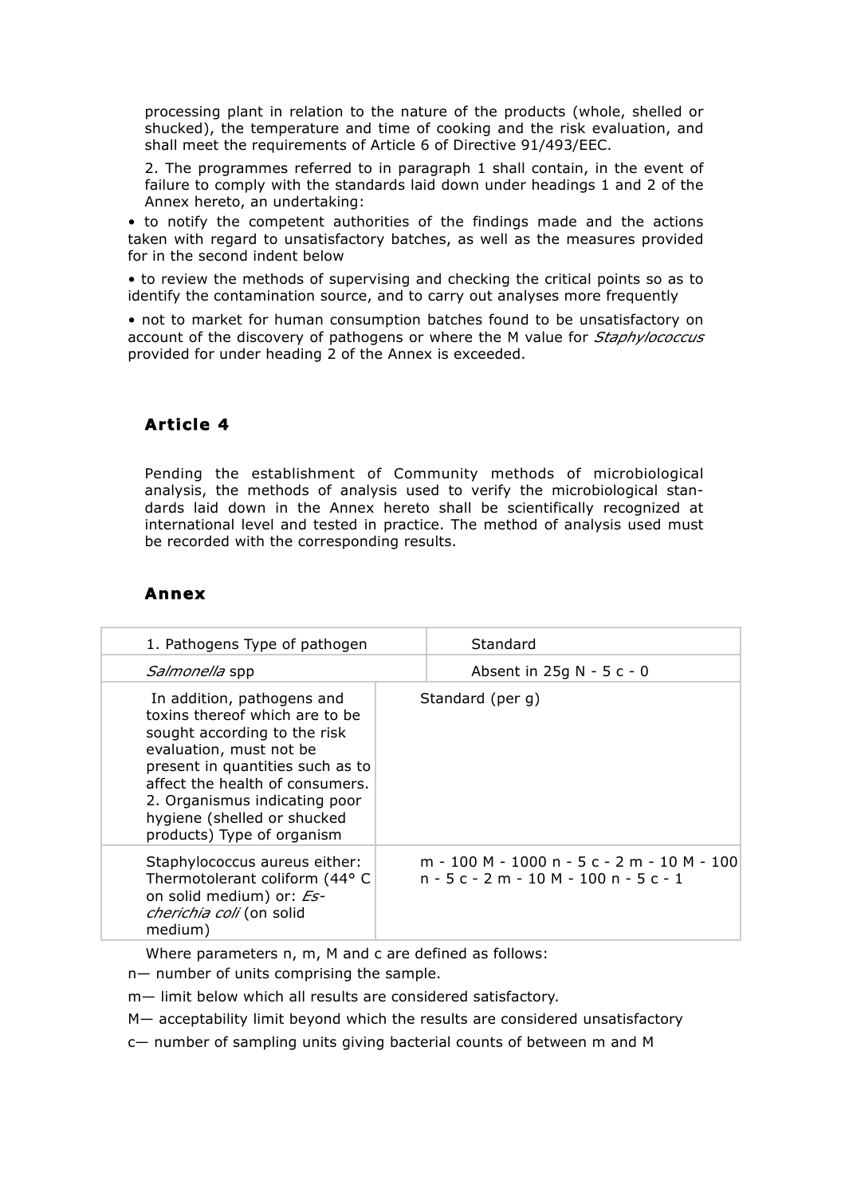processing plant in relation to the nature of the products (whole, shelled or shucked), the temperature and time of cooking and the risk evaluation, and shall meet the requirements of Article 6 of Directive 91/493/EEC.

2. The programmes referred to in paragraph 1 shall contain, in the event of failure to comply with the standards laid down under headings 1 and 2 of the Annex hereto, an undertaking:

• to notify the competent authorities of the findings made and the actions taken with regard to unsatisfactory batches, as well as the measures provided for in the second indent below

• to review the methods of supervising and checking the critical points so as to identify the contamination source, and to carry out analyses more frequently

• not to market for human consumption batches found to be unsatisfactory on account of the discovery of pathogens or where the M value for *Staphylococcus* provided for under heading 2 of the Annex is exceeded.

### Article 4

Pending the establishment of Community methods of microbiological analysis, the methods of analysis used to verify the microbiological standards laid down in the Annex hereto shall be scientifically recognized at international level and tested in practice. The method of analysis used must be recorded with the corresponding results.

### Annex

| 1. Pathogens Type of pathogen | Standard |
|---|---|
| *Salmonella* spp | Absent in 25g N - 5 c - 0 |
| In addition, pathogens and toxins thereof which are to be sought according to the risk evaluation, must not be present in quantities such as to affect the health of consumers. 2. Organismus indicating poor hygiene (shelled or shucked products) Type of organism | Standard (per g) |
| Staphylococcus aureus either: Thermotolerant coliform (44° C on solid medium) or: *Escherichia coli* (on solid medium) | m - 100 M - 1000 n - 5 c - 2 m - 10 M - 100 n - 5 c - 2 m - 10 M - 100 n - 5 c - 1 |

Where parameters n, m, M and c are defined as follows:

n— number of units comprising the sample.

m— limit below which all results are considered satisfactory.

M— acceptability limit beyond which the results are considered unsatisfactory

c— number of sampling units giving bacterial counts of between m and M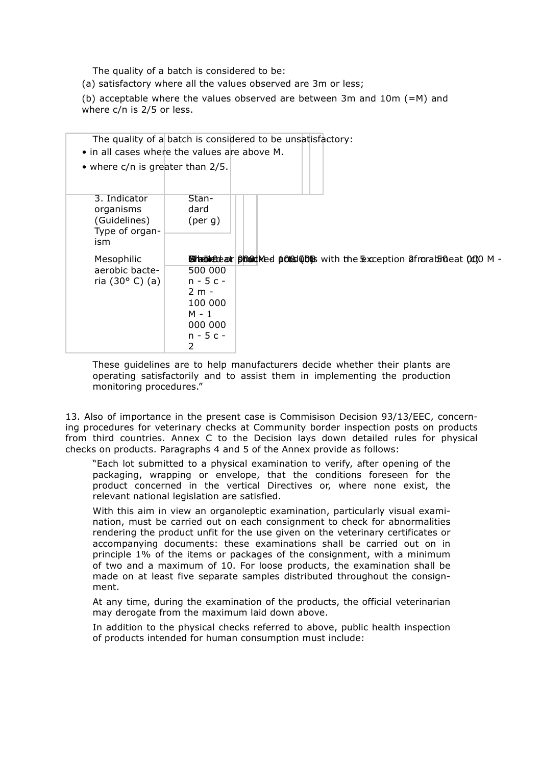The quality of a batch is considered to be:

(a) satisfactory where all the values observed are 3m or less;

(b) acceptable where the values observed are between 3m and 10m (=M) and where c/n is 2/5 or less.

The quality of a batch is considered to be unsatisfactory:

- in all cases where the values are above M.
- where c/n is greater than 2/5.

| 3. Indicator organisms (Guidelines) Type of organism | Standard (per g) |
|---|---|
| Mesophilic aerobic bacteria (30° C) (a) | Shelled or shucked products with the exception of crabmeat (b) m - 500 000 n - 5 c - 2 m - 100 000 M - 1 000 000 n - 5 c - 2 |

These guidelines are to help manufacturers decide whether their plants are operating satisfactorily and to assist them in implementing the production monitoring procedures."

13. Also of importance in the present case is Commisison Decision 93/13/EEC, concerning procedures for veterinary checks at Community border inspection posts on products from third countries. Annex C to the Decision lays down detailed rules for physical checks on products. Paragraphs 4 and 5 of the Annex provide as follows:

"Each lot submitted to a physical examination to verify, after opening of the packaging, wrapping or envelope, that the conditions foreseen for the product concerned in the vertical Directives or, where none exist, the relevant national legislation are satisfied.

With this aim in view an organoleptic examination, particularly visual examination, must be carried out on each consignment to check for abnormalities rendering the product unfit for the use given on the veterinary certificates or accompanying documents: these examinations shall be carried out on in principle 1% of the items or packages of the consignment, with a minimum of two and a maximum of 10. For loose products, the examination shall be made on at least five separate samples distributed throughout the consignment.

At any time, during the examination of the products, the official veterinarian may derogate from the maximum laid down above.

In addition to the physical checks referred to above, public health inspection of products intended for human consumption must include: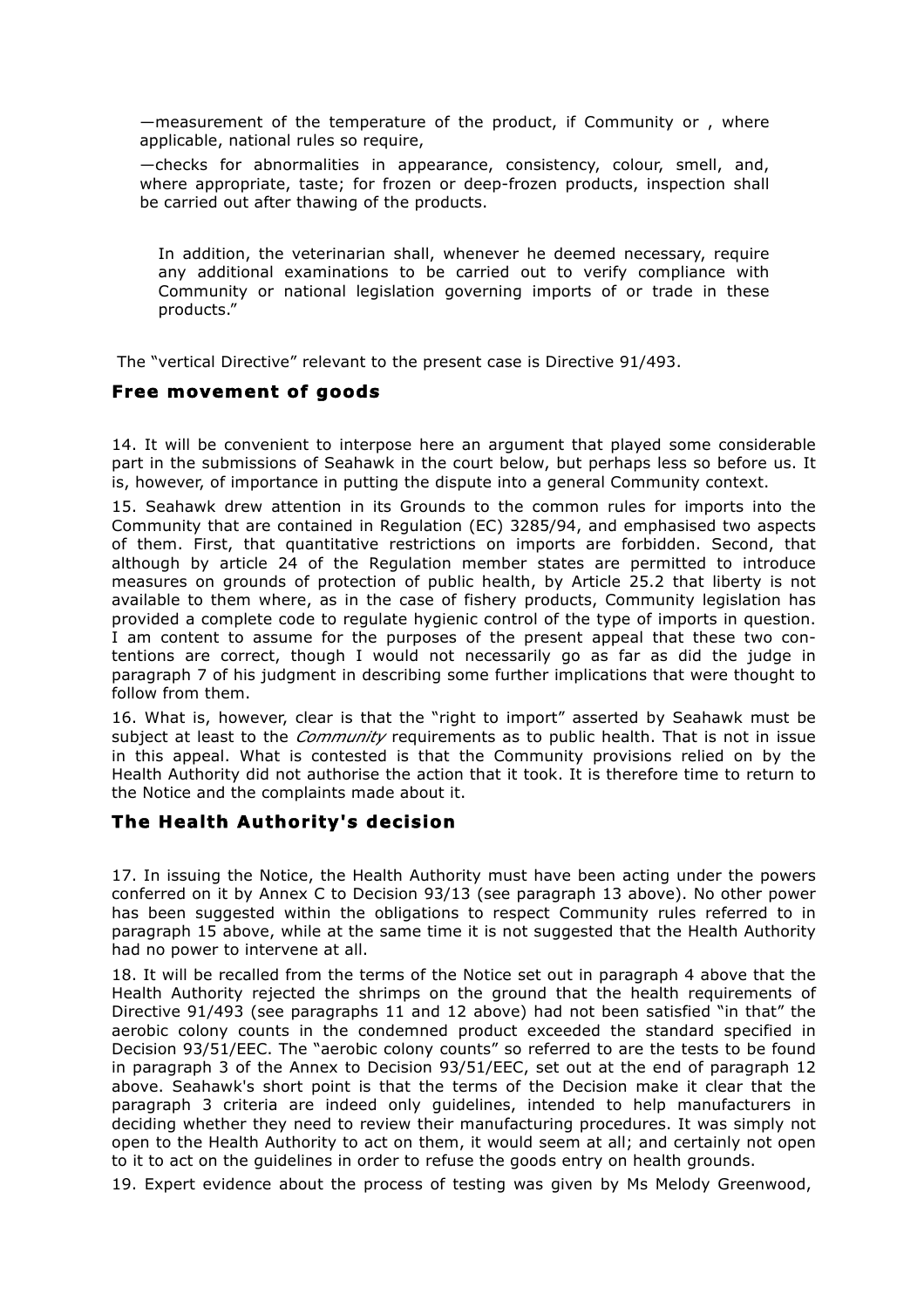—measurement of the temperature of the product, if Community or , where applicable, national rules so require,

—checks for abnormalities in appearance, consistency, colour, smell, and, where appropriate, taste; for frozen or deep-frozen products, inspection shall be carried out after thawing of the products.

> In addition, the veterinarian shall, whenever he deemed necessary, require any additional examinations to be carried out to verify compliance with Community or national legislation governing imports of or trade in these products."

The "vertical Directive" relevant to the present case is Directive 91/493.

## Free movement of goods

14. It will be convenient to interpose here an argument that played some considerable part in the submissions of Seahawk in the court below, but perhaps less so before us. It is, however, of importance in putting the dispute into a general Community context.

15. Seahawk drew attention in its Grounds to the common rules for imports into the Community that are contained in Regulation (EC) 3285/94, and emphasised two aspects of them. First, that quantitative restrictions on imports are forbidden. Second, that although by article 24 of the Regulation member states are permitted to introduce measures on grounds of protection of public health, by Article 25.2 that liberty is not available to them where, as in the case of fishery products, Community legislation has provided a complete code to regulate hygienic control of the type of imports in question. I am content to assume for the purposes of the present appeal that these two contentions are correct, though I would not necessarily go as far as did the judge in paragraph 7 of his judgment in describing some further implications that were thought to follow from them.

16. What is, however, clear is that the "right to import" asserted by Seahawk must be subject at least to the *Community* requirements as to public health. That is not in issue in this appeal. What is contested is that the Community provisions relied on by the Health Authority did not authorise the action that it took. It is therefore time to return to the Notice and the complaints made about it.

## The Health Authority's decision

17. In issuing the Notice, the Health Authority must have been acting under the powers conferred on it by Annex C to Decision 93/13 (see paragraph 13 above). No other power has been suggested within the obligations to respect Community rules referred to in paragraph 15 above, while at the same time it is not suggested that the Health Authority had no power to intervene at all.

18. It will be recalled from the terms of the Notice set out in paragraph 4 above that the Health Authority rejected the shrimps on the ground that the health requirements of Directive 91/493 (see paragraphs 11 and 12 above) had not been satisfied "in that" the aerobic colony counts in the condemned product exceeded the standard specified in Decision 93/51/EEC. The "aerobic colony counts" so referred to are the tests to be found in paragraph 3 of the Annex to Decision 93/51/EEC, set out at the end of paragraph 12 above. Seahawk's short point is that the terms of the Decision make it clear that the paragraph 3 criteria are indeed only guidelines, intended to help manufacturers in deciding whether they need to review their manufacturing procedures. It was simply not open to the Health Authority to act on them, it would seem at all; and certainly not open to it to act on the guidelines in order to refuse the goods entry on health grounds.

19. Expert evidence about the process of testing was given by Ms Melody Greenwood,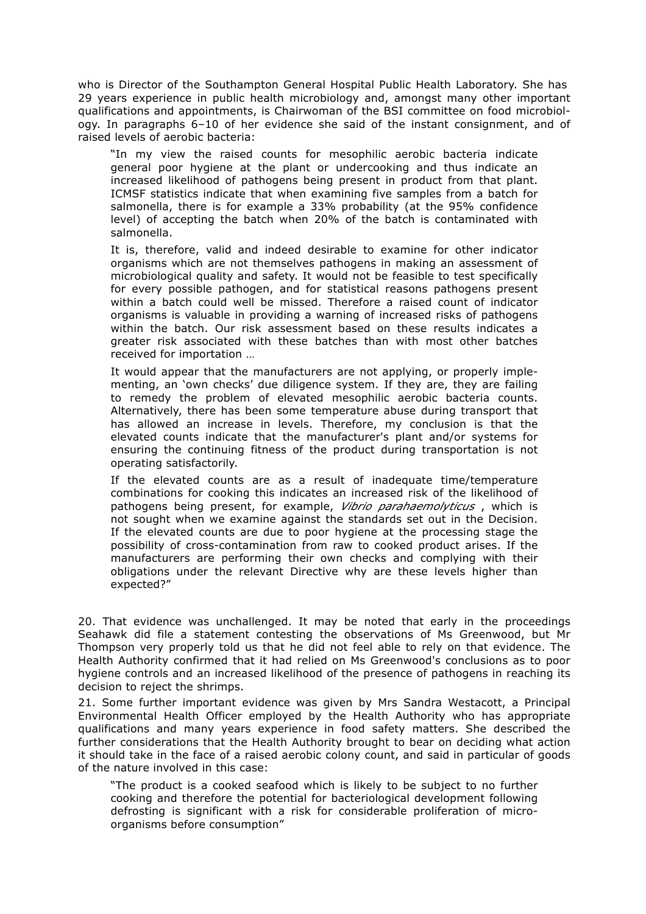who is Director of the Southampton General Hospital Public Health Laboratory. She has 29 years experience in public health microbiology and, amongst many other important qualifications and appointments, is Chairwoman of the BSI committee on food microbiology. In paragraphs 6–10 of her evidence she said of the instant consignment, and of raised levels of aerobic bacteria:

> "In my view the raised counts for mesophilic aerobic bacteria indicate general poor hygiene at the plant or undercooking and thus indicate an increased likelihood of pathogens being present in product from that plant. ICMSF statistics indicate that when examining five samples from a batch for salmonella, there is for example a 33% probability (at the 95% confidence level) of accepting the batch when 20% of the batch is contaminated with salmonella.
>
> It is, therefore, valid and indeed desirable to examine for other indicator organisms which are not themselves pathogens in making an assessment of microbiological quality and safety. It would not be feasible to test specifically for every possible pathogen, and for statistical reasons pathogens present within a batch could well be missed. Therefore a raised count of indicator organisms is valuable in providing a warning of increased risks of pathogens within the batch. Our risk assessment based on these results indicates a greater risk associated with these batches than with most other batches received for importation …
>
> It would appear that the manufacturers are not applying, or properly implementing, an 'own checks' due diligence system. If they are, they are failing to remedy the problem of elevated mesophilic aerobic bacteria counts. Alternatively, there has been some temperature abuse during transport that has allowed an increase in levels. Therefore, my conclusion is that the elevated counts indicate that the manufacturer's plant and/or systems for ensuring the continuing fitness of the product during transportation is not operating satisfactorily.
>
> If the elevated counts are as a result of inadequate time/temperature combinations for cooking this indicates an increased risk of the likelihood of pathogens being present, for example, *Vibrio parahaemolyticus* , which is not sought when we examine against the standards set out in the Decision. If the elevated counts are due to poor hygiene at the processing stage the possibility of cross-contamination from raw to cooked product arises. If the manufacturers are performing their own checks and complying with their obligations under the relevant Directive why are these levels higher than expected?"

20. That evidence was unchallenged. It may be noted that early in the proceedings Seahawk did file a statement contesting the observations of Ms Greenwood, but Mr Thompson very properly told us that he did not feel able to rely on that evidence. The Health Authority confirmed that it had relied on Ms Greenwood's conclusions as to poor hygiene controls and an increased likelihood of the presence of pathogens in reaching its decision to reject the shrimps.

21. Some further important evidence was given by Mrs Sandra Westacott, a Principal Environmental Health Officer employed by the Health Authority who has appropriate qualifications and many years experience in food safety matters. She described the further considerations that the Health Authority brought to bear on deciding what action it should take in the face of a raised aerobic colony count, and said in particular of goods of the nature involved in this case:

> "The product is a cooked seafood which is likely to be subject to no further cooking and therefore the potential for bacteriological development following defrosting is significant with a risk for considerable proliferation of micro-organisms before consumption"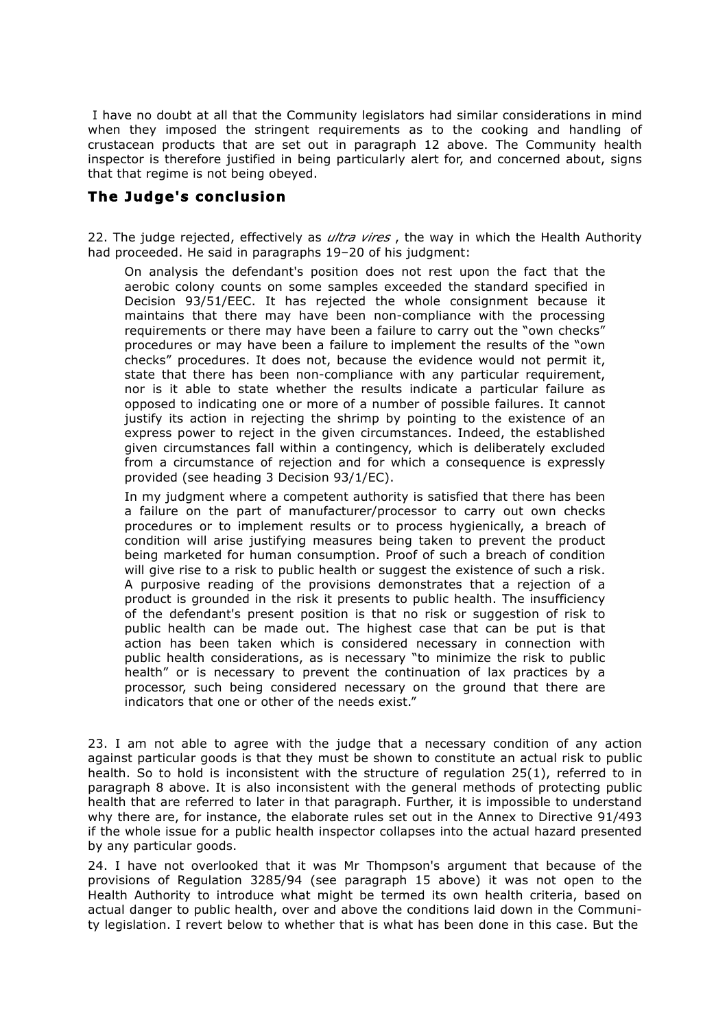I have no doubt at all that the Community legislators had similar considerations in mind when they imposed the stringent requirements as to the cooking and handling of crustacean products that are set out in paragraph 12 above. The Community health inspector is therefore justified in being particularly alert for, and concerned about, signs that that regime is not being obeyed.

## The Judge's conclusion

22. The judge rejected, effectively as *ultra vires* , the way in which the Health Authority had proceeded. He said in paragraphs 19–20 of his judgment:

> On analysis the defendant's position does not rest upon the fact that the aerobic colony counts on some samples exceeded the standard specified in Decision 93/51/EEC. It has rejected the whole consignment because it maintains that there may have been non-compliance with the processing requirements or there may have been a failure to carry out the "own checks" procedures or may have been a failure to implement the results of the "own checks" procedures. It does not, because the evidence would not permit it, state that there has been non-compliance with any particular requirement, nor is it able to state whether the results indicate a particular failure as opposed to indicating one or more of a number of possible failures. It cannot justify its action in rejecting the shrimp by pointing to the existence of an express power to reject in the given circumstances. Indeed, the established given circumstances fall within a contingency, which is deliberately excluded from a circumstance of rejection and for which a consequence is expressly provided (see heading 3 Decision 93/1/EC).
>
> In my judgment where a competent authority is satisfied that there has been a failure on the part of manufacturer/processor to carry out own checks procedures or to implement results or to process hygienically, a breach of condition will arise justifying measures being taken to prevent the product being marketed for human consumption. Proof of such a breach of condition will give rise to a risk to public health or suggest the existence of such a risk. A purposive reading of the provisions demonstrates that a rejection of a product is grounded in the risk it presents to public health. The insufficiency of the defendant's present position is that no risk or suggestion of risk to public health can be made out. The highest case that can be put is that action has been taken which is considered necessary in connection with public health considerations, as is necessary "to minimize the risk to public health" or is necessary to prevent the continuation of lax practices by a processor, such being considered necessary on the ground that there are indicators that one or other of the needs exist."

23. I am not able to agree with the judge that a necessary condition of any action against particular goods is that they must be shown to constitute an actual risk to public health. So to hold is inconsistent with the structure of regulation 25(1), referred to in paragraph 8 above. It is also inconsistent with the general methods of protecting public health that are referred to later in that paragraph. Further, it is impossible to understand why there are, for instance, the elaborate rules set out in the Annex to Directive 91/493 if the whole issue for a public health inspector collapses into the actual hazard presented by any particular goods.

24. I have not overlooked that it was Mr Thompson's argument that because of the provisions of Regulation 3285/94 (see paragraph 15 above) it was not open to the Health Authority to introduce what might be termed its own health criteria, based on actual danger to public health, over and above the conditions laid down in the Community legislation. I revert below to whether that is what has been done in this case. But the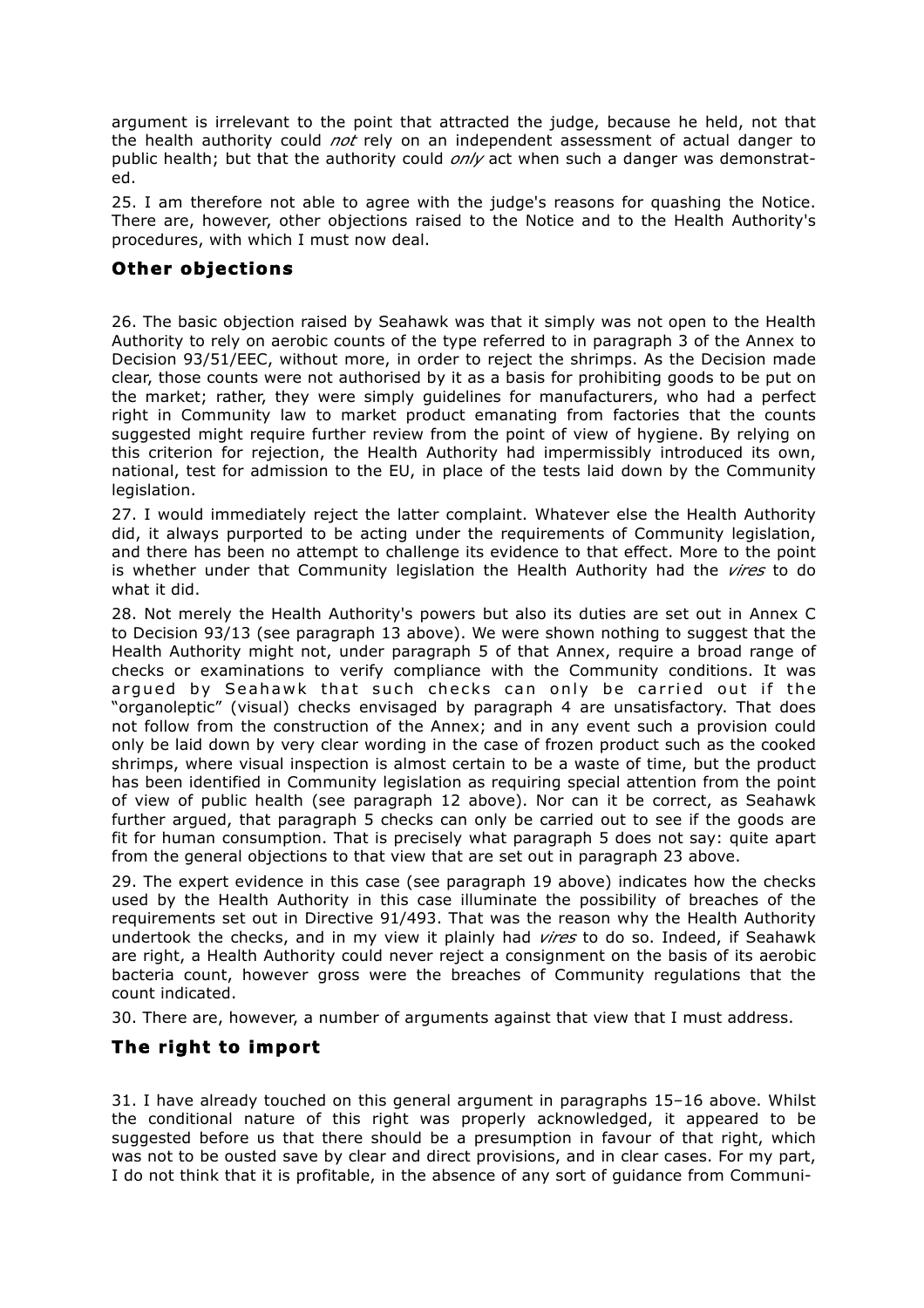argument is irrelevant to the point that attracted the judge, because he held, not that the health authority could *not* rely on an independent assessment of actual danger to public health; but that the authority could *only* act when such a danger was demonstrated.

25. I am therefore not able to agree with the judge's reasons for quashing the Notice. There are, however, other objections raised to the Notice and to the Health Authority's procedures, with which I must now deal.

## Other objections

26. The basic objection raised by Seahawk was that it simply was not open to the Health Authority to rely on aerobic counts of the type referred to in paragraph 3 of the Annex to Decision 93/51/EEC, without more, in order to reject the shrimps. As the Decision made clear, those counts were not authorised by it as a basis for prohibiting goods to be put on the market; rather, they were simply guidelines for manufacturers, who had a perfect right in Community law to market product emanating from factories that the counts suggested might require further review from the point of view of hygiene. By relying on this criterion for rejection, the Health Authority had impermissibly introduced its own, national, test for admission to the EU, in place of the tests laid down by the Community legislation.

27. I would immediately reject the latter complaint. Whatever else the Health Authority did, it always purported to be acting under the requirements of Community legislation, and there has been no attempt to challenge its evidence to that effect. More to the point is whether under that Community legislation the Health Authority had the *vires* to do what it did.

28. Not merely the Health Authority's powers but also its duties are set out in Annex C to Decision 93/13 (see paragraph 13 above). We were shown nothing to suggest that the Health Authority might not, under paragraph 5 of that Annex, require a broad range of checks or examinations to verify compliance with the Community conditions. It was argued by Seahawk that such checks can only be carried out if the "organoleptic" (visual) checks envisaged by paragraph 4 are unsatisfactory. That does not follow from the construction of the Annex; and in any event such a provision could only be laid down by very clear wording in the case of frozen product such as the cooked shrimps, where visual inspection is almost certain to be a waste of time, but the product has been identified in Community legislation as requiring special attention from the point of view of public health (see paragraph 12 above). Nor can it be correct, as Seahawk further argued, that paragraph 5 checks can only be carried out to see if the goods are fit for human consumption. That is precisely what paragraph 5 does not say: quite apart from the general objections to that view that are set out in paragraph 23 above.

29. The expert evidence in this case (see paragraph 19 above) indicates how the checks used by the Health Authority in this case illuminate the possibility of breaches of the requirements set out in Directive 91/493. That was the reason why the Health Authority undertook the checks, and in my view it plainly had *vires* to do so. Indeed, if Seahawk are right, a Health Authority could never reject a consignment on the basis of its aerobic bacteria count, however gross were the breaches of Community regulations that the count indicated.

30. There are, however, a number of arguments against that view that I must address.

## The right to import

31. I have already touched on this general argument in paragraphs 15–16 above. Whilst the conditional nature of this right was properly acknowledged, it appeared to be suggested before us that there should be a presumption in favour of that right, which was not to be ousted save by clear and direct provisions, and in clear cases. For my part, I do not think that it is profitable, in the absence of any sort of guidance from Communi-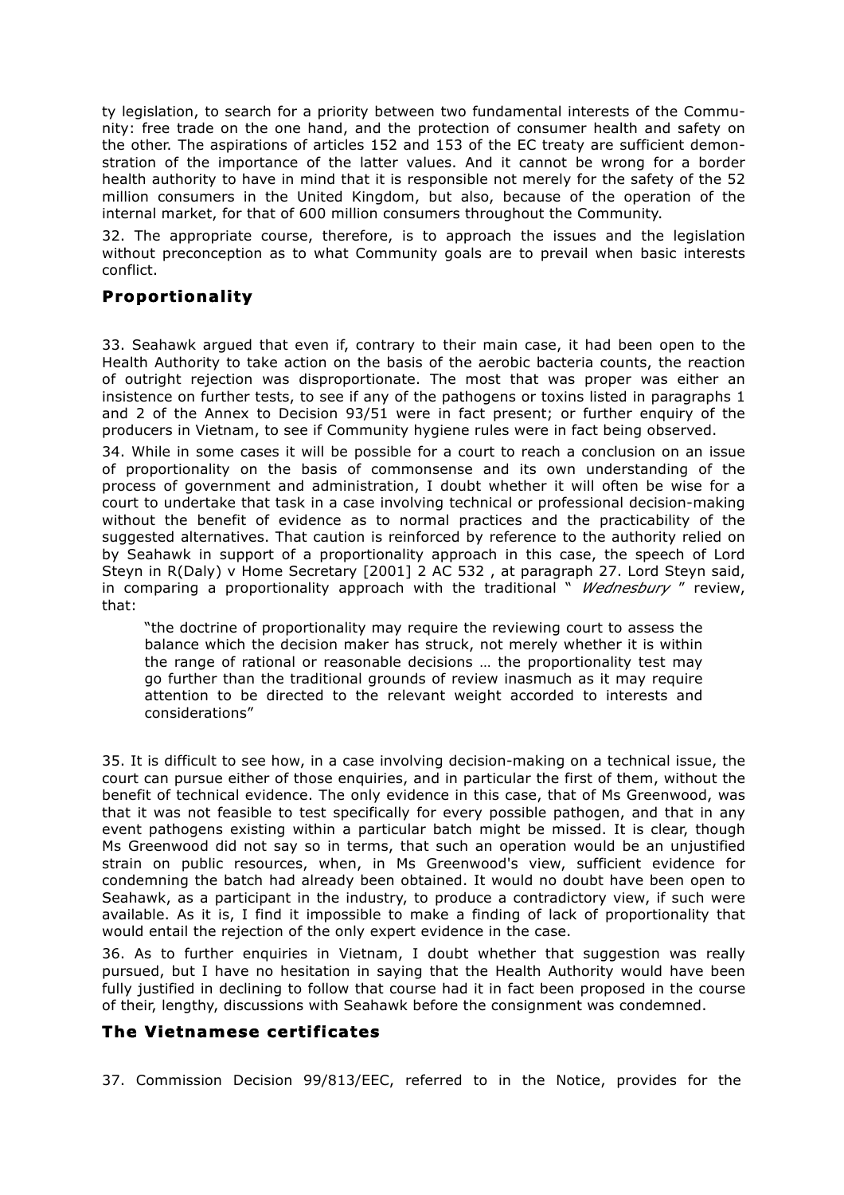ty legislation, to search for a priority between two fundamental interests of the Community: free trade on the one hand, and the protection of consumer health and safety on the other. The aspirations of articles 152 and 153 of the EC treaty are sufficient demonstration of the importance of the latter values. And it cannot be wrong for a border health authority to have in mind that it is responsible not merely for the safety of the 52 million consumers in the United Kingdom, but also, because of the operation of the internal market, for that of 600 million consumers throughout the Community.

32. The appropriate course, therefore, is to approach the issues and the legislation without preconception as to what Community goals are to prevail when basic interests conflict.

## Proportionality

33. Seahawk argued that even if, contrary to their main case, it had been open to the Health Authority to take action on the basis of the aerobic bacteria counts, the reaction of outright rejection was disproportionate. The most that was proper was either an insistence on further tests, to see if any of the pathogens or toxins listed in paragraphs 1 and 2 of the Annex to Decision 93/51 were in fact present; or further enquiry of the producers in Vietnam, to see if Community hygiene rules were in fact being observed.

34. While in some cases it will be possible for a court to reach a conclusion on an issue of proportionality on the basis of commonsense and its own understanding of the process of government and administration, I doubt whether it will often be wise for a court to undertake that task in a case involving technical or professional decision-making without the benefit of evidence as to normal practices and the practicability of the suggested alternatives. That caution is reinforced by reference to the authority relied on by Seahawk in support of a proportionality approach in this case, the speech of Lord Steyn in R(Daly) v Home Secretary [2001] 2 AC 532 , at paragraph 27. Lord Steyn said, in comparing a proportionality approach with the traditional " *Wednesbury* " review, that:

> "the doctrine of proportionality may require the reviewing court to assess the balance which the decision maker has struck, not merely whether it is within the range of rational or reasonable decisions … the proportionality test may go further than the traditional grounds of review inasmuch as it may require attention to be directed to the relevant weight accorded to interests and considerations"

35. It is difficult to see how, in a case involving decision-making on a technical issue, the court can pursue either of those enquiries, and in particular the first of them, without the benefit of technical evidence. The only evidence in this case, that of Ms Greenwood, was that it was not feasible to test specifically for every possible pathogen, and that in any event pathogens existing within a particular batch might be missed. It is clear, though Ms Greenwood did not say so in terms, that such an operation would be an unjustified strain on public resources, when, in Ms Greenwood's view, sufficient evidence for condemning the batch had already been obtained. It would no doubt have been open to Seahawk, as a participant in the industry, to produce a contradictory view, if such were available. As it is, I find it impossible to make a finding of lack of proportionality that would entail the rejection of the only expert evidence in the case.

36. As to further enquiries in Vietnam, I doubt whether that suggestion was really pursued, but I have no hesitation in saying that the Health Authority would have been fully justified in declining to follow that course had it in fact been proposed in the course of their, lengthy, discussions with Seahawk before the consignment was condemned.

## The Vietnamese certificates

37. Commission Decision 99/813/EEC, referred to in the Notice, provides for the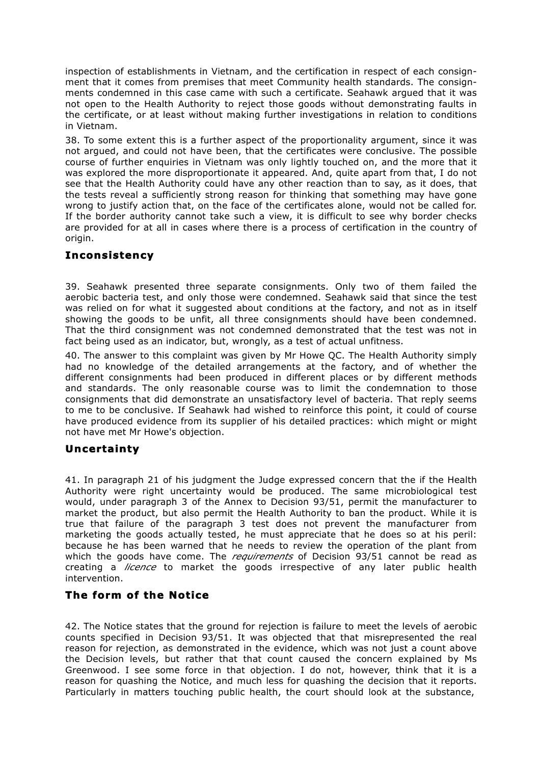inspection of establishments in Vietnam, and the certification in respect of each consignment that it comes from premises that meet Community health standards. The consignments condemned in this case came with such a certificate. Seahawk argued that it was not open to the Health Authority to reject those goods without demonstrating faults in the certificate, or at least without making further investigations in relation to conditions in Vietnam.

38. To some extent this is a further aspect of the proportionality argument, since it was not argued, and could not have been, that the certificates were conclusive. The possible course of further enquiries in Vietnam was only lightly touched on, and the more that it was explored the more disproportionate it appeared. And, quite apart from that, I do not see that the Health Authority could have any other reaction than to say, as it does, that the tests reveal a sufficiently strong reason for thinking that something may have gone wrong to justify action that, on the face of the certificates alone, would not be called for. If the border authority cannot take such a view, it is difficult to see why border checks are provided for at all in cases where there is a process of certification in the country of origin.

## Inconsistency

39. Seahawk presented three separate consignments. Only two of them failed the aerobic bacteria test, and only those were condemned. Seahawk said that since the test was relied on for what it suggested about conditions at the factory, and not as in itself showing the goods to be unfit, all three consignments should have been condemned. That the third consignment was not condemned demonstrated that the test was not in fact being used as an indicator, but, wrongly, as a test of actual unfitness.

40. The answer to this complaint was given by Mr Howe QC. The Health Authority simply had no knowledge of the detailed arrangements at the factory, and of whether the different consignments had been produced in different places or by different methods and standards. The only reasonable course was to limit the condemnation to those consignments that did demonstrate an unsatisfactory level of bacteria. That reply seems to me to be conclusive. If Seahawk had wished to reinforce this point, it could of course have produced evidence from its supplier of his detailed practices: which might or might not have met Mr Howe's objection.

## Uncertainty

41. In paragraph 21 of his judgment the Judge expressed concern that the if the Health Authority were right uncertainty would be produced. The same microbiological test would, under paragraph 3 of the Annex to Decision 93/51, permit the manufacturer to market the product, but also permit the Health Authority to ban the product. While it is true that failure of the paragraph 3 test does not prevent the manufacturer from marketing the goods actually tested, he must appreciate that he does so at his peril: because he has been warned that he needs to review the operation of the plant from which the goods have come. The *requirements* of Decision 93/51 cannot be read as creating a *licence* to market the goods irrespective of any later public health intervention.

## The form of the Notice

42. The Notice states that the ground for rejection is failure to meet the levels of aerobic counts specified in Decision 93/51. It was objected that that misrepresented the real reason for rejection, as demonstrated in the evidence, which was not just a count above the Decision levels, but rather that that count caused the concern explained by Ms Greenwood. I see some force in that objection. I do not, however, think that it is a reason for quashing the Notice, and much less for quashing the decision that it reports. Particularly in matters touching public health, the court should look at the substance,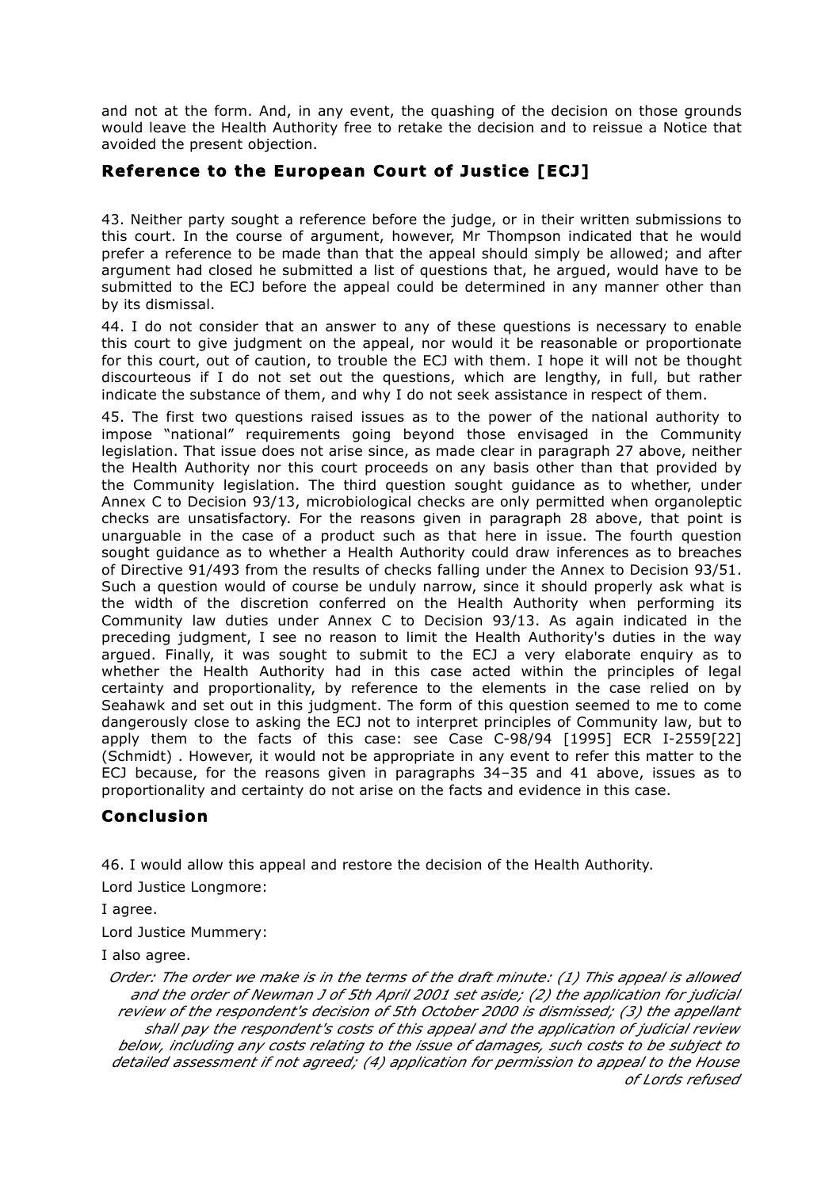and not at the form. And, in any event, the quashing of the decision on those grounds would leave the Health Authority free to retake the decision and to reissue a Notice that avoided the present objection.

## Reference to the European Court of Justice [ECJ]

43. Neither party sought a reference before the judge, or in their written submissions to this court. In the course of argument, however, Mr Thompson indicated that he would prefer a reference to be made than that the appeal should simply be allowed; and after argument had closed he submitted a list of questions that, he argued, would have to be submitted to the ECJ before the appeal could be determined in any manner other than by its dismissal.

44. I do not consider that an answer to any of these questions is necessary to enable this court to give judgment on the appeal, nor would it be reasonable or proportionate for this court, out of caution, to trouble the ECJ with them. I hope it will not be thought discourteous if I do not set out the questions, which are lengthy, in full, but rather indicate the substance of them, and why I do not seek assistance in respect of them.

45. The first two questions raised issues as to the power of the national authority to impose "national" requirements going beyond those envisaged in the Community legislation. That issue does not arise since, as made clear in paragraph 27 above, neither the Health Authority nor this court proceeds on any basis other than that provided by the Community legislation. The third question sought guidance as to whether, under Annex C to Decision 93/13, microbiological checks are only permitted when organoleptic checks are unsatisfactory. For the reasons given in paragraph 28 above, that point is unarguable in the case of a product such as that here in issue. The fourth question sought guidance as to whether a Health Authority could draw inferences as to breaches of Directive 91/493 from the results of checks falling under the Annex to Decision 93/51. Such a question would of course be unduly narrow, since it should properly ask what is the width of the discretion conferred on the Health Authority when performing its Community law duties under Annex C to Decision 93/13. As again indicated in the preceding judgment, I see no reason to limit the Health Authority's duties in the way argued. Finally, it was sought to submit to the ECJ a very elaborate enquiry as to whether the Health Authority had in this case acted within the principles of legal certainty and proportionality, by reference to the elements in the case relied on by Seahawk and set out in this judgment. The form of this question seemed to me to come dangerously close to asking the ECJ not to interpret principles of Community law, but to apply them to the facts of this case: see Case C-98/94 [1995] ECR I-2559[22] (Schmidt) . However, it would not be appropriate in any event to refer this matter to the ECJ because, for the reasons given in paragraphs 34–35 and 41 above, issues as to proportionality and certainty do not arise on the facts and evidence in this case.

## Conclusion

46. I would allow this appeal and restore the decision of the Health Authority.

Lord Justice Longmore:

I agree.

Lord Justice Mummery:

I also agree.

*Order: The order we make is in the terms of the draft minute: (1) This appeal is allowed and the order of Newman J of 5th April 2001 set aside; (2) the application for judicial review of the respondent's decision of 5th October 2000 is dismissed; (3) the appellant shall pay the respondent's costs of this appeal and the application of judicial review below, including any costs relating to the issue of damages, such costs to be subject to detailed assessment if not agreed; (4) application for permission to appeal to the House of Lords refused*